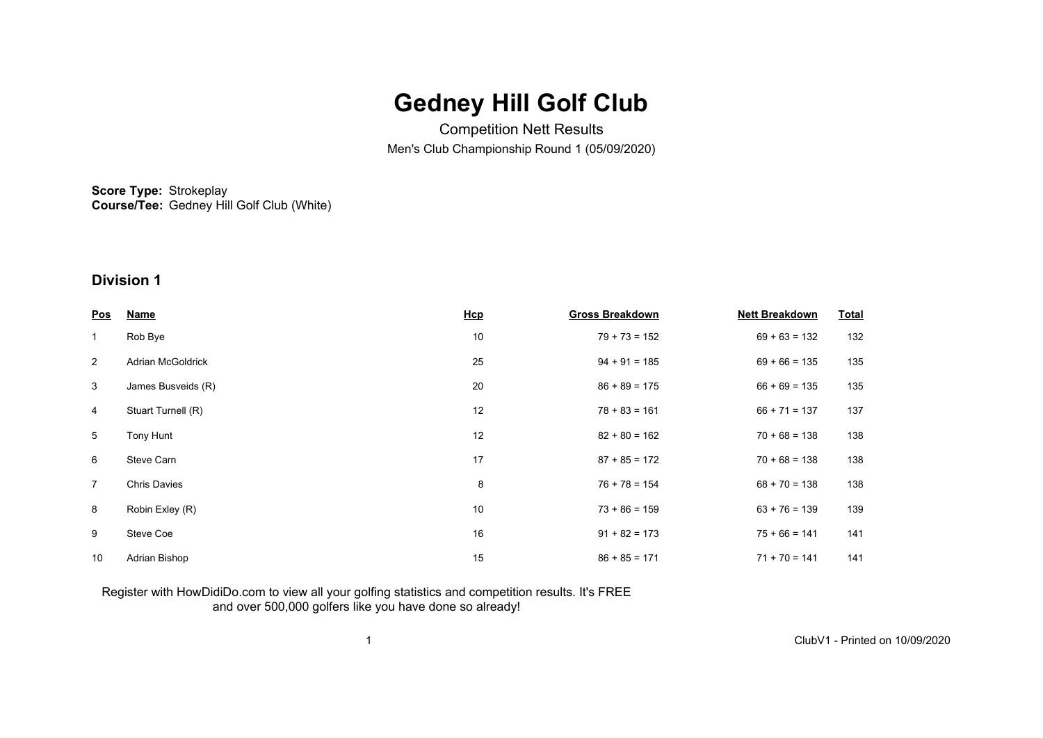# Gedney Hill Golf Club

Competition Nett Results

Men's Club Championship Round 1 (05/09/2020)

**Score Type:** Strokeplay
**Course/Tee:** Gedney Hill Golf Club (White)

## Division 1

| Pos | Name | Hcp | Gross Breakdown | Nett Breakdown | Total |
|---|---|---|---|---|---|
| 1 | Rob Bye | 10 | 79 + 73 = 152 | 69 + 63 = 132 | 132 |
| 2 | Adrian McGoldrick | 25 | 94 + 91 = 185 | 69 + 66 = 135 | 135 |
| 3 | James Busveids (R) | 20 | 86 + 89 = 175 | 66 + 69 = 135 | 135 |
| 4 | Stuart Turnell (R) | 12 | 78 + 83 = 161 | 66 + 71 = 137 | 137 |
| 5 | Tony Hunt | 12 | 82 + 80 = 162 | 70 + 68 = 138 | 138 |
| 6 | Steve Carn | 17 | 87 + 85 = 172 | 70 + 68 = 138 | 138 |
| 7 | Chris Davies | 8 | 76 + 78 = 154 | 68 + 70 = 138 | 138 |
| 8 | Robin Exley (R) | 10 | 73 + 86 = 159 | 63 + 76 = 139 | 139 |
| 9 | Steve Coe | 16 | 91 + 82 = 173 | 75 + 66 = 141 | 141 |
| 10 | Adrian Bishop | 15 | 86 + 85 = 171 | 71 + 70 = 141 | 141 |

Register with HowDidiDo.com to view all your golfing statistics and competition results. It's FREE and over 500,000 golfers like you have done so already!

ClubV1 - Printed on 10/09/2020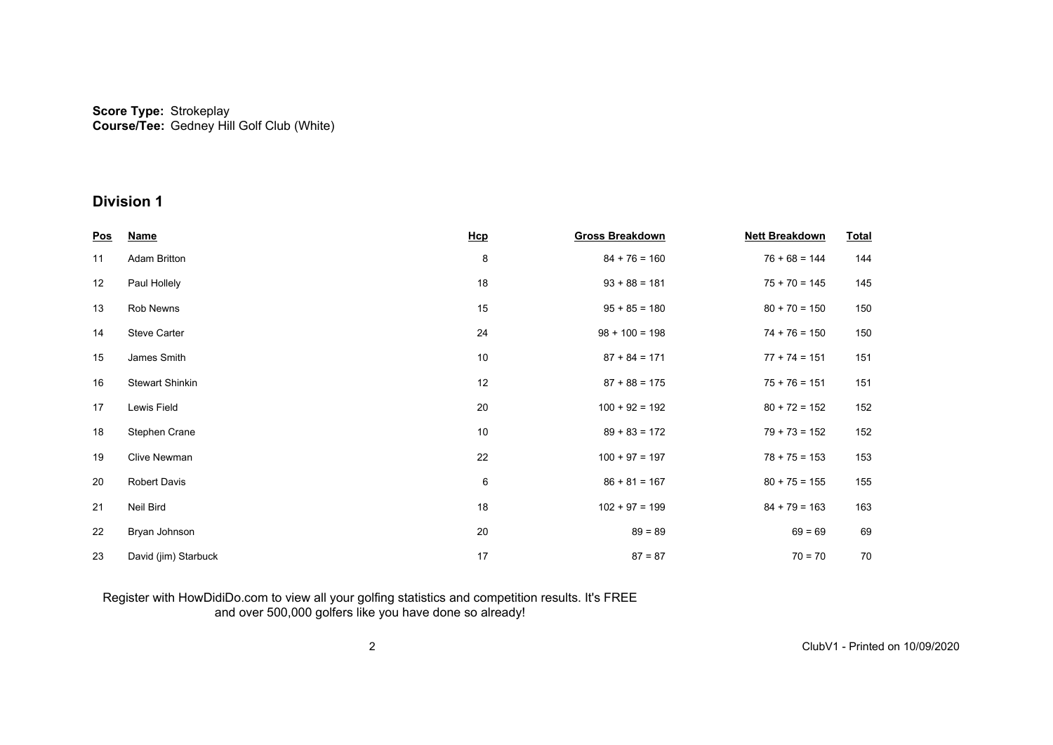**Score Type:** Strokeplay
**Course/Tee:** Gedney Hill Golf Club (White)

## Division 1

| Pos | Name | Hcp | Gross Breakdown | Nett Breakdown | Total |
|---|---|---|---|---|---|
| 11 | Adam Britton | 8 | 84 + 76 = 160 | 76 + 68 = 144 | 144 |
| 12 | Paul Hollely | 18 | 93 + 88 = 181 | 75 + 70 = 145 | 145 |
| 13 | Rob Newns | 15 | 95 + 85 = 180 | 80 + 70 = 150 | 150 |
| 14 | Steve Carter | 24 | 98 + 100 = 198 | 74 + 76 = 150 | 150 |
| 15 | James Smith | 10 | 87 + 84 = 171 | 77 + 74 = 151 | 151 |
| 16 | Stewart Shinkin | 12 | 87 + 88 = 175 | 75 + 76 = 151 | 151 |
| 17 | Lewis Field | 20 | 100 + 92 = 192 | 80 + 72 = 152 | 152 |
| 18 | Stephen Crane | 10 | 89 + 83 = 172 | 79 + 73 = 152 | 152 |
| 19 | Clive Newman | 22 | 100 + 97 = 197 | 78 + 75 = 153 | 153 |
| 20 | Robert Davis | 6 | 86 + 81 = 167 | 80 + 75 = 155 | 155 |
| 21 | Neil Bird | 18 | 102 + 97 = 199 | 84 + 79 = 163 | 163 |
| 22 | Bryan Johnson | 20 | 89 = 89 | 69 = 69 | 69 |
| 23 | David (jim) Starbuck | 17 | 87 = 87 | 70 = 70 | 70 |

Register with HowDidiDo.com to view all your golfing statistics and competition results. It's FREE and over 500,000 golfers like you have done so already!

ClubV1 - Printed on 10/09/2020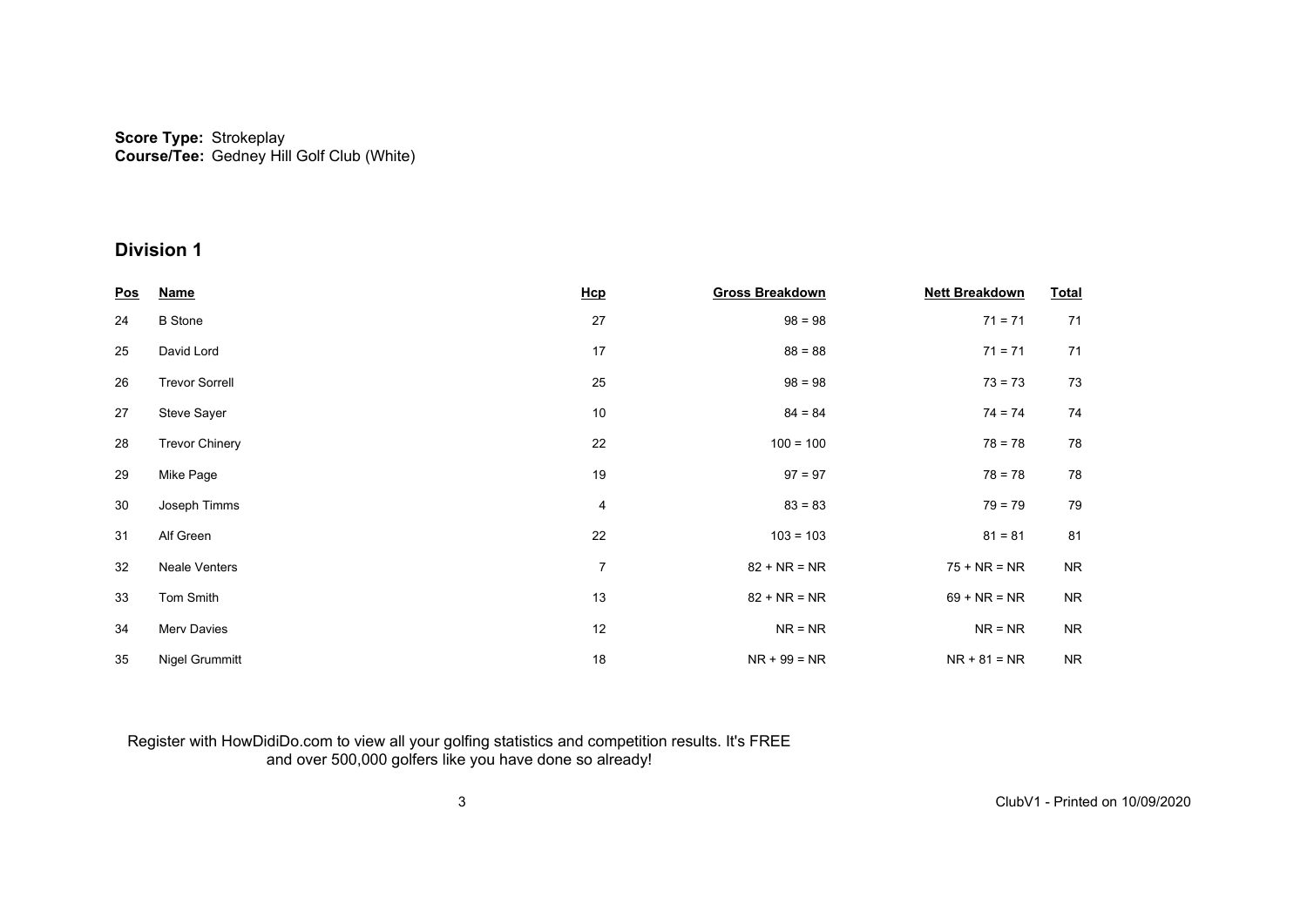**Score Type:** Strokeplay
**Course/Tee:** Gedney Hill Golf Club (White)

## Division 1

| Pos | Name | Hcp | Gross Breakdown | Nett Breakdown | Total |
|---|---|---|---|---|---|
| 24 | B Stone | 27 | 98 = 98 | 71 = 71 | 71 |
| 25 | David Lord | 17 | 88 = 88 | 71 = 71 | 71 |
| 26 | Trevor Sorrell | 25 | 98 = 98 | 73 = 73 | 73 |
| 27 | Steve Sayer | 10 | 84 = 84 | 74 = 74 | 74 |
| 28 | Trevor Chinery | 22 | 100 = 100 | 78 = 78 | 78 |
| 29 | Mike Page | 19 | 97 = 97 | 78 = 78 | 78 |
| 30 | Joseph Timms | 4 | 83 = 83 | 79 = 79 | 79 |
| 31 | Alf Green | 22 | 103 = 103 | 81 = 81 | 81 |
| 32 | Neale Venters | 7 | 82 + NR = NR | 75 + NR = NR | NR |
| 33 | Tom Smith | 13 | 82 + NR = NR | 69 + NR = NR | NR |
| 34 | Merv Davies | 12 | NR = NR | NR = NR | NR |
| 35 | Nigel Grummitt | 18 | NR + 99 = NR | NR + 81 = NR | NR |

Register with HowDidiDo.com to view all your golfing statistics and competition results. It's FREE and over 500,000 golfers like you have done so already!

ClubV1 - Printed on 10/09/2020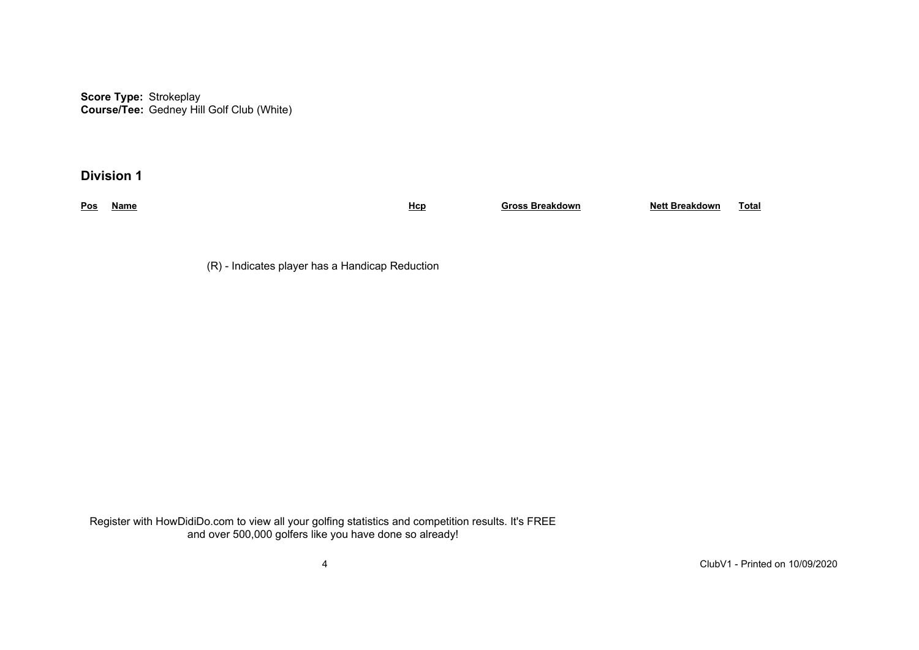**Score Type:** Strokeplay
**Course/Tee:** Gedney Hill Golf Club (White)

## Division 1

| Pos | Name | Hcp | Gross Breakdown | Nett Breakdown | Total |
|---|---|---|---|---|---|

(R) - Indicates player has a Handicap Reduction

Register with HowDidiDo.com to view all your golfing statistics and competition results. It's FREE and over 500,000 golfers like you have done so already!

ClubV1 - Printed on 10/09/2020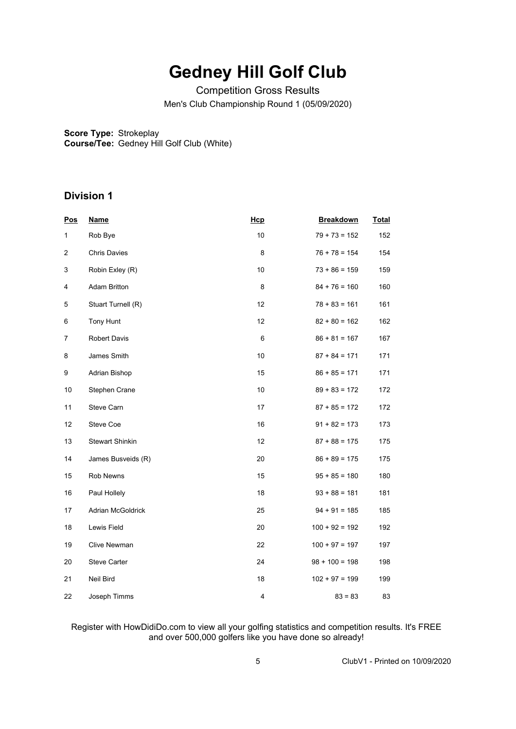# Gedney Hill Golf Club

Competition Gross Results

Men's Club Championship Round 1 (05/09/2020)

**Score Type:** Strokeplay
**Course/Tee:** Gedney Hill Golf Club (White)

## Division 1

| Pos | Name | Hcp | Breakdown | Total |
|---|---|---|---|---|
| 1 | Rob Bye | 10 | 79 + 73 = 152 | 152 |
| 2 | Chris Davies | 8 | 76 + 78 = 154 | 154 |
| 3 | Robin Exley (R) | 10 | 73 + 86 = 159 | 159 |
| 4 | Adam Britton | 8 | 84 + 76 = 160 | 160 |
| 5 | Stuart Turnell (R) | 12 | 78 + 83 = 161 | 161 |
| 6 | Tony Hunt | 12 | 82 + 80 = 162 | 162 |
| 7 | Robert Davis | 6 | 86 + 81 = 167 | 167 |
| 8 | James Smith | 10 | 87 + 84 = 171 | 171 |
| 9 | Adrian Bishop | 15 | 86 + 85 = 171 | 171 |
| 10 | Stephen Crane | 10 | 89 + 83 = 172 | 172 |
| 11 | Steve Carn | 17 | 87 + 85 = 172 | 172 |
| 12 | Steve Coe | 16 | 91 + 82 = 173 | 173 |
| 13 | Stewart Shinkin | 12 | 87 + 88 = 175 | 175 |
| 14 | James Busveids (R) | 20 | 86 + 89 = 175 | 175 |
| 15 | Rob Newns | 15 | 95 + 85 = 180 | 180 |
| 16 | Paul Hollely | 18 | 93 + 88 = 181 | 181 |
| 17 | Adrian McGoldrick | 25 | 94 + 91 = 185 | 185 |
| 18 | Lewis Field | 20 | 100 + 92 = 192 | 192 |
| 19 | Clive Newman | 22 | 100 + 97 = 197 | 197 |
| 20 | Steve Carter | 24 | 98 + 100 = 198 | 198 |
| 21 | Neil Bird | 18 | 102 + 97 = 199 | 199 |
| 22 | Joseph Timms | 4 | 83 = 83 | 83 |

Register with HowDidiDo.com to view all your golfing statistics and competition results. It's FREE and over 500,000 golfers like you have done so already!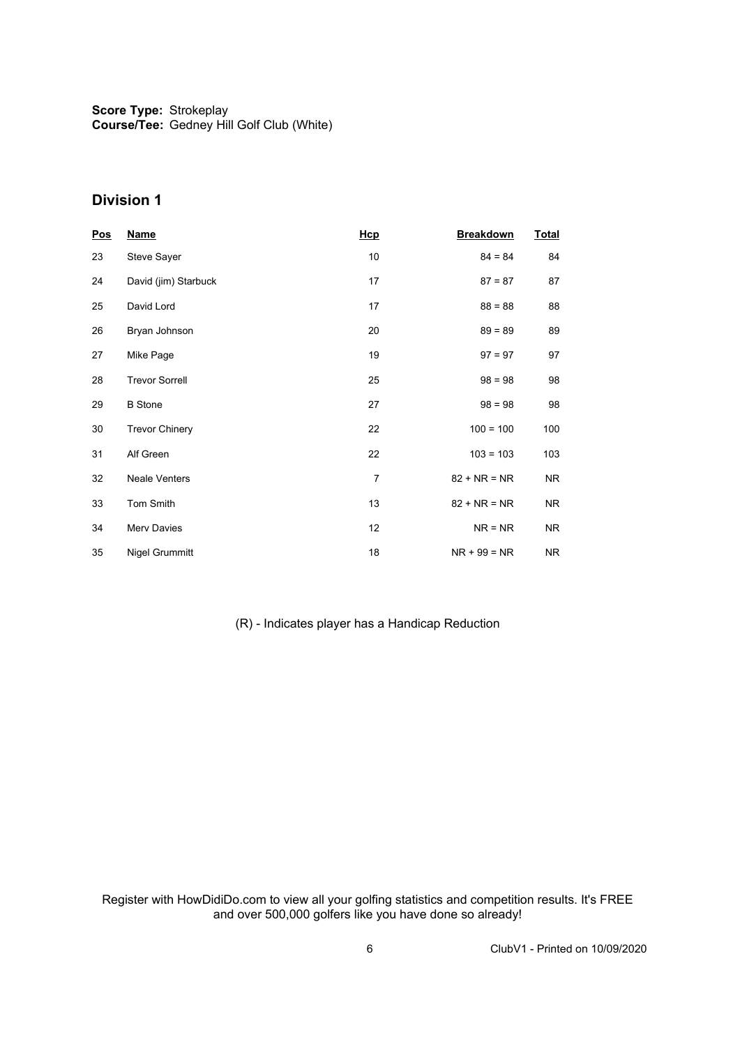**Score Type:** Strokeplay
**Course/Tee:** Gedney Hill Golf Club (White)

## Division 1

| Pos | Name | Hcp | Breakdown | Total |
|---|---|---|---|---|
| 23 | Steve Sayer | 10 | 84 = 84 | 84 |
| 24 | David (jim) Starbuck | 17 | 87 = 87 | 87 |
| 25 | David Lord | 17 | 88 = 88 | 88 |
| 26 | Bryan Johnson | 20 | 89 = 89 | 89 |
| 27 | Mike Page | 19 | 97 = 97 | 97 |
| 28 | Trevor Sorrell | 25 | 98 = 98 | 98 |
| 29 | B Stone | 27 | 98 = 98 | 98 |
| 30 | Trevor Chinery | 22 | 100 = 100 | 100 |
| 31 | Alf Green | 22 | 103 = 103 | 103 |
| 32 | Neale Venters | 7 | 82 + NR = NR | NR |
| 33 | Tom Smith | 13 | 82 + NR = NR | NR |
| 34 | Merv Davies | 12 | NR = NR | NR |
| 35 | Nigel Grummitt | 18 | NR + 99 = NR | NR |

(R) - Indicates player has a Handicap Reduction

Register with HowDidiDo.com to view all your golfing statistics and competition results. It's FREE and over 500,000 golfers like you have done so already!

ClubV1 - Printed on 10/09/2020